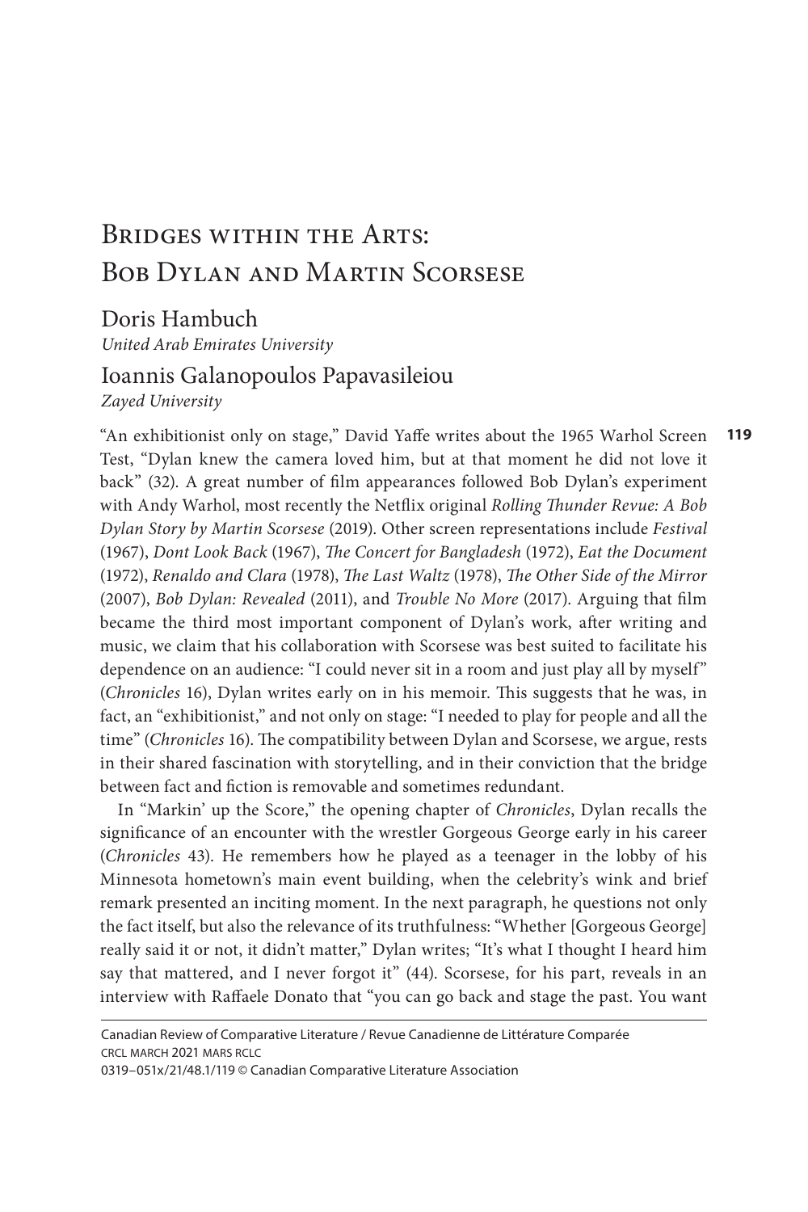# Bridges within the Arts: Bob Dylan and Martin Scorsese

Doris Hambuch
*United Arab Emirates University*

Ioannis Galanopoulos Papavasileiou
*Zayed University*

"An exhibitionist only on stage," David Yaffe writes about the 1965 Warhol Screen Test, "Dylan knew the camera loved him, but at that moment he did not love it back" (32). A great number of film appearances followed Bob Dylan's experiment with Andy Warhol, most recently the Netflix original *Rolling Thunder Revue: A Bob Dylan Story by Martin Scorsese* (2019). Other screen representations include *Festival* (1967), *Dont Look Back* (1967), *The Concert for Bangladesh* (1972), *Eat the Document* (1972), *Renaldo and Clara* (1978), *The Last Waltz* (1978), *The Other Side of the Mirror* (2007), *Bob Dylan: Revealed* (2011), and *Trouble No More* (2017). Arguing that film became the third most important component of Dylan's work, after writing and music, we claim that his collaboration with Scorsese was best suited to facilitate his dependence on an audience: "I could never sit in a room and just play all by myself" (*Chronicles* 16), Dylan writes early on in his memoir. This suggests that he was, in fact, an "exhibitionist," and not only on stage: "I needed to play for people and all the time" (*Chronicles* 16). The compatibility between Dylan and Scorsese, we argue, rests in their shared fascination with storytelling, and in their conviction that the bridge between fact and fiction is removable and sometimes redundant.

In "Markin' up the Score," the opening chapter of *Chronicles*, Dylan recalls the significance of an encounter with the wrestler Gorgeous George early in his career (*Chronicles* 43). He remembers how he played as a teenager in the lobby of his Minnesota hometown's main event building, when the celebrity's wink and brief remark presented an inciting moment. In the next paragraph, he questions not only the fact itself, but also the relevance of its truthfulness: "Whether [Gorgeous George] really said it or not, it didn't matter," Dylan writes; "It's what I thought I heard him say that mattered, and I never forgot it" (44). Scorsese, for his part, reveals in an interview with Raffaele Donato that "you can go back and stage the past. You want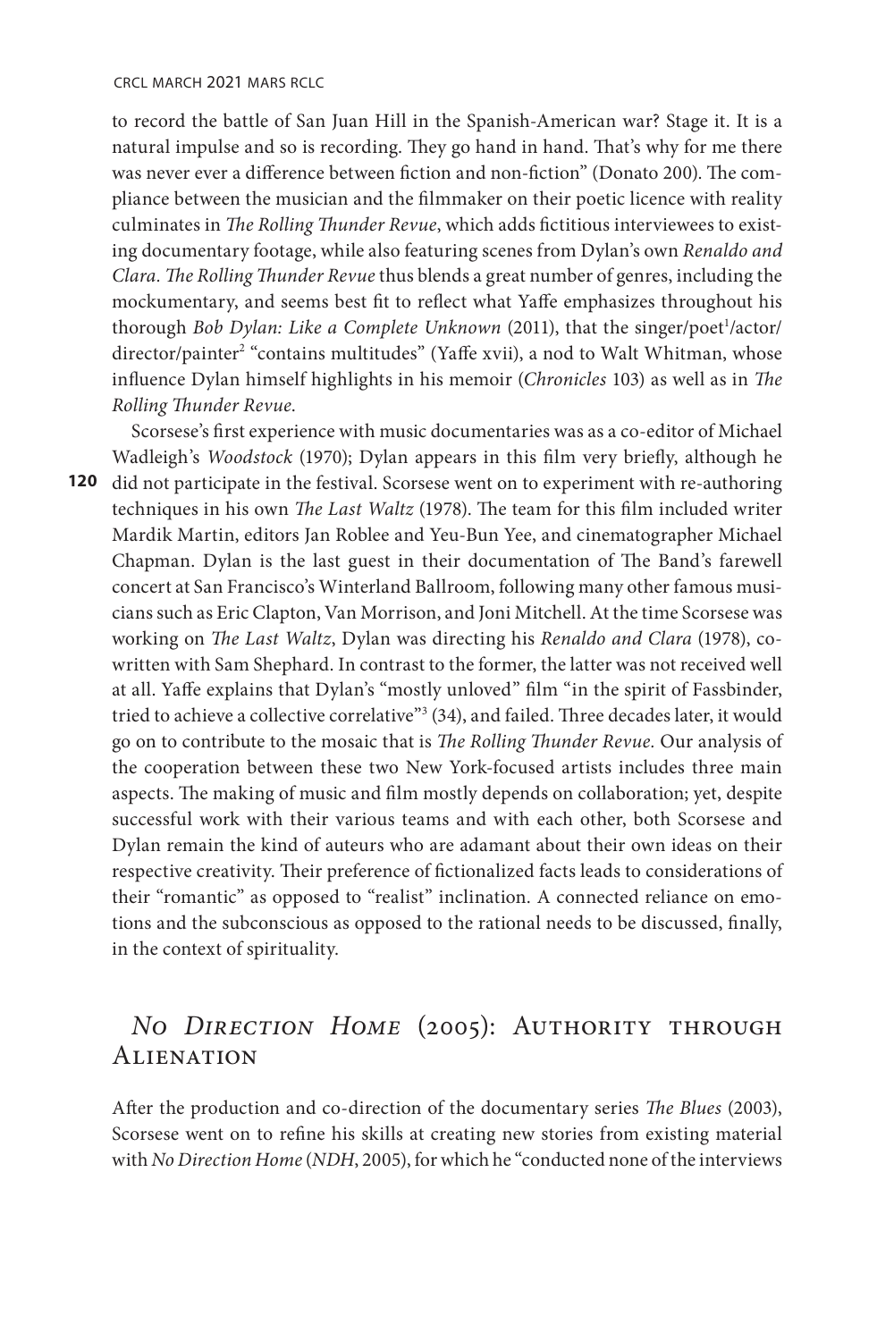to record the battle of San Juan Hill in the Spanish-American war? Stage it. It is a natural impulse and so is recording. They go hand in hand. That's why for me there was never ever a difference between fiction and non-fiction" (Donato 200). The compliance between the musician and the filmmaker on their poetic licence with reality culminates in *The Rolling Thunder Revue*, which adds fictitious interviewees to existing documentary footage, while also featuring scenes from Dylan's own *Renaldo and Clara*. *The Rolling Thunder Revue* thus blends a great number of genres, including the mockumentary, and seems best fit to reflect what Yaffe emphasizes throughout his thorough *Bob Dylan: Like a Complete Unknown* (2011), that the singer/poet[1]/actor/director/painter[2] "contains multitudes" (Yaffe xvii), a nod to Walt Whitman, whose influence Dylan himself highlights in his memoir (*Chronicles* 103) as well as in *The Rolling Thunder Revue*.

Scorsese's first experience with music documentaries was as a co-editor of Michael Wadleigh's *Woodstock* (1970); Dylan appears in this film very briefly, although he did not participate in the festival. Scorsese went on to experiment with re-authoring techniques in his own *The Last Waltz* (1978). The team for this film included writer Mardik Martin, editors Jan Roblee and Yeu-Bun Yee, and cinematographer Michael Chapman. Dylan is the last guest in their documentation of The Band's farewell concert at San Francisco's Winterland Ballroom, following many other famous musicians such as Eric Clapton, Van Morrison, and Joni Mitchell. At the time Scorsese was working on *The Last Waltz*, Dylan was directing his *Renaldo and Clara* (1978), co-written with Sam Shephard. In contrast to the former, the latter was not received well at all. Yaffe explains that Dylan's "mostly unloved" film "in the spirit of Fassbinder, tried to achieve a collective correlative"[3] (34), and failed. Three decades later, it would go on to contribute to the mosaic that is *The Rolling Thunder Revue*. Our analysis of the cooperation between these two New York-focused artists includes three main aspects. The making of music and film mostly depends on collaboration; yet, despite successful work with their various teams and with each other, both Scorsese and Dylan remain the kind of auteurs who are adamant about their own ideas on their respective creativity. Their preference of fictionalized facts leads to considerations of their "romantic" as opposed to "realist" inclination. A connected reliance on emotions and the subconscious as opposed to the rational needs to be discussed, finally, in the context of spirituality.

## *No Direction Home* (2005): Authority through Alienation

After the production and co-direction of the documentary series *The Blues* (2003), Scorsese went on to refine his skills at creating new stories from existing material with *No Direction Home* (*NDH*, 2005), for which he "conducted none of the interviews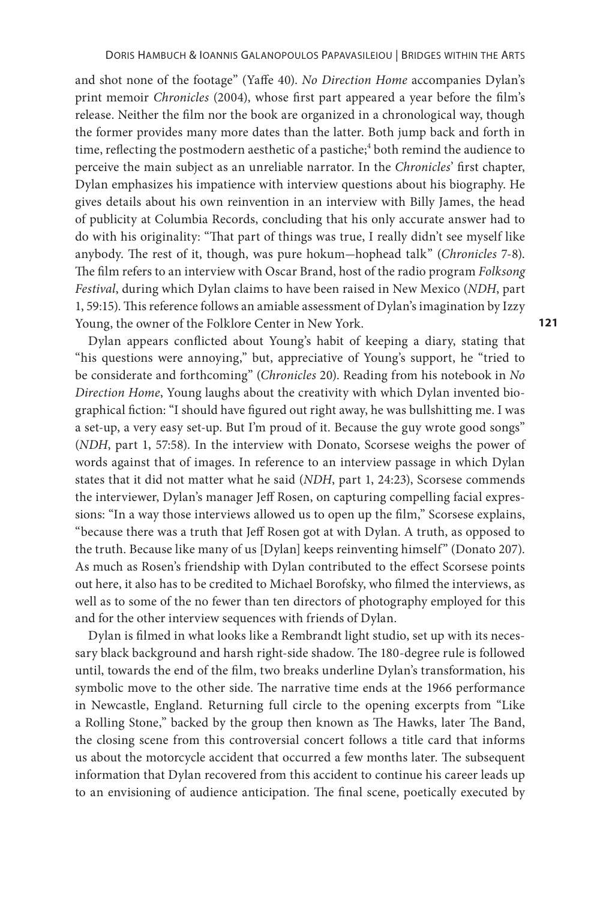and shot none of the footage" (Yaffe 40). *No Direction Home* accompanies Dylan's print memoir *Chronicles* (2004), whose first part appeared a year before the film's release. Neither the film nor the book are organized in a chronological way, though the former provides many more dates than the latter. Both jump back and forth in time, reflecting the postmodern aesthetic of a pastiche;[4] both remind the audience to perceive the main subject as an unreliable narrator. In the *Chronicles*' first chapter, Dylan emphasizes his impatience with interview questions about his biography. He gives details about his own reinvention in an interview with Billy James, the head of publicity at Columbia Records, concluding that his only accurate answer had to do with his originality: "That part of things was true, I really didn't see myself like anybody. The rest of it, though, was pure hokum—hophead talk" (*Chronicles* 7-8). The film refers to an interview with Oscar Brand, host of the radio program *Folksong Festival*, during which Dylan claims to have been raised in New Mexico (*NDH*, part 1, 59:15). This reference follows an amiable assessment of Dylan's imagination by Izzy Young, the owner of the Folklore Center in New York.

Dylan appears conflicted about Young's habit of keeping a diary, stating that "his questions were annoying," but, appreciative of Young's support, he "tried to be considerate and forthcoming" (*Chronicles* 20). Reading from his notebook in *No Direction Home*, Young laughs about the creativity with which Dylan invented biographical fiction: "I should have figured out right away, he was bullshitting me. I was a set-up, a very easy set-up. But I'm proud of it. Because the guy wrote good songs" (*NDH*, part 1, 57:58). In the interview with Donato, Scorsese weighs the power of words against that of images. In reference to an interview passage in which Dylan states that it did not matter what he said (*NDH*, part 1, 24:23), Scorsese commends the interviewer, Dylan's manager Jeff Rosen, on capturing compelling facial expressions: "In a way those interviews allowed us to open up the film," Scorsese explains, "because there was a truth that Jeff Rosen got at with Dylan. A truth, as opposed to the truth. Because like many of us [Dylan] keeps reinventing himself" (Donato 207). As much as Rosen's friendship with Dylan contributed to the effect Scorsese points out here, it also has to be credited to Michael Borofsky, who filmed the interviews, as well as to some of the no fewer than ten directors of photography employed for this and for the other interview sequences with friends of Dylan.

Dylan is filmed in what looks like a Rembrandt light studio, set up with its necessary black background and harsh right-side shadow. The 180-degree rule is followed until, towards the end of the film, two breaks underline Dylan's transformation, his symbolic move to the other side. The narrative time ends at the 1966 performance in Newcastle, England. Returning full circle to the opening excerpts from "Like a Rolling Stone," backed by the group then known as The Hawks, later The Band, the closing scene from this controversial concert follows a title card that informs us about the motorcycle accident that occurred a few months later. The subsequent information that Dylan recovered from this accident to continue his career leads up to an envisioning of audience anticipation. The final scene, poetically executed by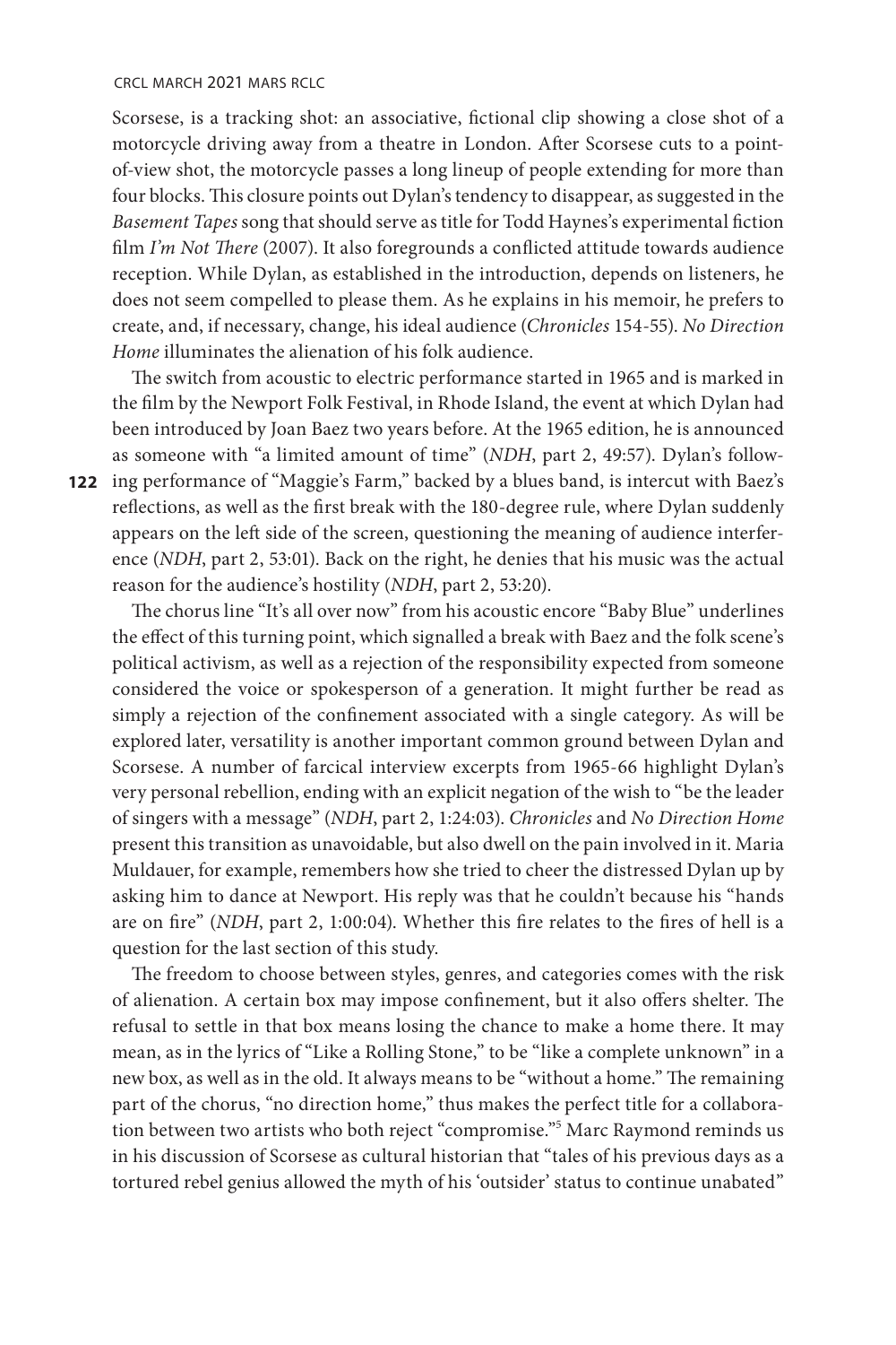Scorsese, is a tracking shot: an associative, fictional clip showing a close shot of a motorcycle driving away from a theatre in London. After Scorsese cuts to a point-of-view shot, the motorcycle passes a long lineup of people extending for more than four blocks. This closure points out Dylan's tendency to disappear, as suggested in the *Basement Tapes* song that should serve as title for Todd Haynes's experimental fiction film *I'm Not There* (2007). It also foregrounds a conflicted attitude towards audience reception. While Dylan, as established in the introduction, depends on listeners, he does not seem compelled to please them. As he explains in his memoir, he prefers to create, and, if necessary, change, his ideal audience (*Chronicles* 154-55). *No Direction Home* illuminates the alienation of his folk audience.

The switch from acoustic to electric performance started in 1965 and is marked in the film by the Newport Folk Festival, in Rhode Island, the event at which Dylan had been introduced by Joan Baez two years before. At the 1965 edition, he is announced as someone with "a limited amount of time" (*NDH*, part 2, 49:57). Dylan's following performance of "Maggie's Farm," backed by a blues band, is intercut with Baez's reflections, as well as the first break with the 180-degree rule, where Dylan suddenly appears on the left side of the screen, questioning the meaning of audience interference (*NDH*, part 2, 53:01). Back on the right, he denies that his music was the actual reason for the audience's hostility (*NDH*, part 2, 53:20).

The chorus line "It's all over now" from his acoustic encore "Baby Blue" underlines the effect of this turning point, which signalled a break with Baez and the folk scene's political activism, as well as a rejection of the responsibility expected from someone considered the voice or spokesperson of a generation. It might further be read as simply a rejection of the confinement associated with a single category. As will be explored later, versatility is another important common ground between Dylan and Scorsese. A number of farcical interview excerpts from 1965-66 highlight Dylan's very personal rebellion, ending with an explicit negation of the wish to "be the leader of singers with a message" (*NDH*, part 2, 1:24:03). *Chronicles* and *No Direction Home* present this transition as unavoidable, but also dwell on the pain involved in it. Maria Muldauer, for example, remembers how she tried to cheer the distressed Dylan up by asking him to dance at Newport. His reply was that he couldn't because his "hands are on fire" (*NDH*, part 2, 1:00:04). Whether this fire relates to the fires of hell is a question for the last section of this study.

The freedom to choose between styles, genres, and categories comes with the risk of alienation. A certain box may impose confinement, but it also offers shelter. The refusal to settle in that box means losing the chance to make a home there. It may mean, as in the lyrics of "Like a Rolling Stone," to be "like a complete unknown" in a new box, as well as in the old. It always means to be "without a home." The remaining part of the chorus, "no direction home," thus makes the perfect title for a collaboration between two artists who both reject "compromise."[5] Marc Raymond reminds us in his discussion of Scorsese as cultural historian that "tales of his previous days as a tortured rebel genius allowed the myth of his 'outsider' status to continue unabated"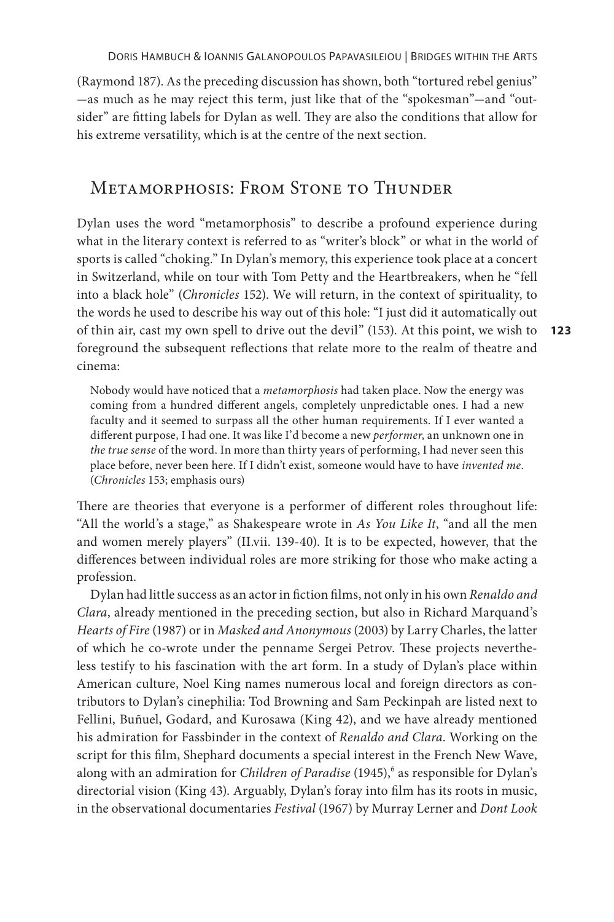(Raymond 187). As the preceding discussion has shown, both "tortured rebel genius" —as much as he may reject this term, just like that of the "spokesman"—and "outsider" are fitting labels for Dylan as well. They are also the conditions that allow for his extreme versatility, which is at the centre of the next section.

## Metamorphosis: From Stone to Thunder

Dylan uses the word "metamorphosis" to describe a profound experience during what in the literary context is referred to as "writer's block" or what in the world of sports is called "choking." In Dylan's memory, this experience took place at a concert in Switzerland, while on tour with Tom Petty and the Heartbreakers, when he "fell into a black hole" (*Chronicles* 152). We will return, in the context of spirituality, to the words he used to describe his way out of this hole: "I just did it automatically out of thin air, cast my own spell to drive out the devil" (153). At this point, we wish to foreground the subsequent reflections that relate more to the realm of theatre and cinema:

> Nobody would have noticed that a *metamorphosis* had taken place. Now the energy was coming from a hundred different angels, completely unpredictable ones. I had a new faculty and it seemed to surpass all the other human requirements. If I ever wanted a different purpose, I had one. It was like I'd become a new *performer*, an unknown one in *the true sense* of the word. In more than thirty years of performing, I had never seen this place before, never been here. If I didn't exist, someone would have to have *invented me*. (*Chronicles* 153; emphasis ours)

There are theories that everyone is a performer of different roles throughout life: "All the world's a stage," as Shakespeare wrote in *As You Like It*, "and all the men and women merely players" (II.vii. 139-40). It is to be expected, however, that the differences between individual roles are more striking for those who make acting a profession.

Dylan had little success as an actor in fiction films, not only in his own *Renaldo and Clara*, already mentioned in the preceding section, but also in Richard Marquand's *Hearts of Fire* (1987) or in *Masked and Anonymous* (2003) by Larry Charles, the latter of which he co-wrote under the penname Sergei Petrov. These projects nevertheless testify to his fascination with the art form. In a study of Dylan's place within American culture, Noel King names numerous local and foreign directors as contributors to Dylan's cinephilia: Tod Browning and Sam Peckinpah are listed next to Fellini, Buñuel, Godard, and Kurosawa (King 42), and we have already mentioned his admiration for Fassbinder in the context of *Renaldo and Clara*. Working on the script for this film, Shephard documents a special interest in the French New Wave, along with an admiration for *Children of Paradise* (1945),[6] as responsible for Dylan's directorial vision (King 43). Arguably, Dylan's foray into film has its roots in music, in the observational documentaries *Festival* (1967) by Murray Lerner and *Dont Look*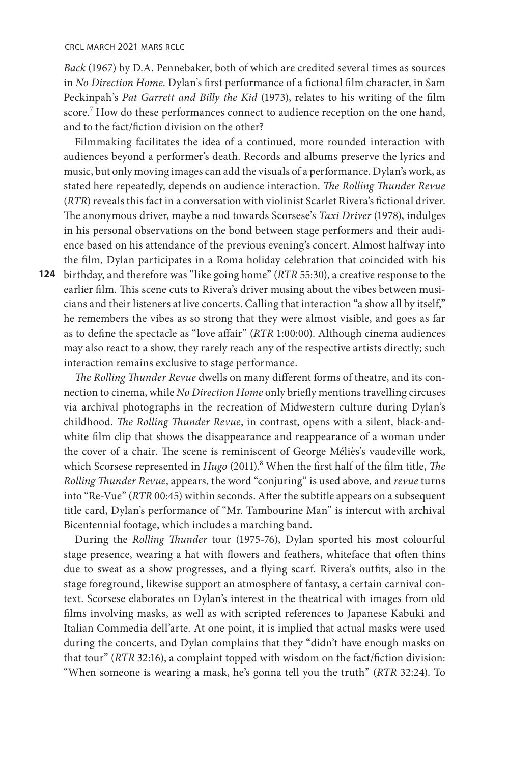*Back* (1967) by D.A. Pennebaker, both of which are credited several times as sources in *No Direction Home.* Dylan's first performance of a fictional film character, in Sam Peckinpah's *Pat Garrett and Billy the Kid* (1973), relates to his writing of the film score.[7] How do these performances connect to audience reception on the one hand, and to the fact/fiction division on the other?

Filmmaking facilitates the idea of a continued, more rounded interaction with audiences beyond a performer's death. Records and albums preserve the lyrics and music, but only moving images can add the visuals of a performance. Dylan's work, as stated here repeatedly, depends on audience interaction. *The Rolling Thunder Revue* (*RTR*) reveals this fact in a conversation with violinist Scarlet Rivera's fictional driver. The anonymous driver, maybe a nod towards Scorsese's *Taxi Driver* (1978), indulges in his personal observations on the bond between stage performers and their audience based on his attendance of the previous evening's concert. Almost halfway into the film, Dylan participates in a Roma holiday celebration that coincided with his birthday, and therefore was "like going home" (*RTR* 55:30), a creative response to the earlier film. This scene cuts to Rivera's driver musing about the vibes between musicians and their listeners at live concerts. Calling that interaction "a show all by itself," he remembers the vibes as so strong that they were almost visible, and goes as far as to define the spectacle as "love affair" (*RTR* 1:00:00). Although cinema audiences may also react to a show, they rarely reach any of the respective artists directly; such interaction remains exclusive to stage performance.

*The Rolling Thunder Revue* dwells on many different forms of theatre, and its connection to cinema, while *No Direction Home* only briefly mentions travelling circuses via archival photographs in the recreation of Midwestern culture during Dylan's childhood. *The Rolling Thunder Revue*, in contrast, opens with a silent, black-and-white film clip that shows the disappearance and reappearance of a woman under the cover of a chair. The scene is reminiscent of George Méliès's vaudeville work, which Scorsese represented in *Hugo* (2011).[8] When the first half of the film title, *The Rolling Thunder Revue*, appears, the word "conjuring" is used above, and *revue* turns into "Re-Vue" (*RTR* 00:45) within seconds. After the subtitle appears on a subsequent title card, Dylan's performance of "Mr. Tambourine Man" is intercut with archival Bicentennial footage, which includes a marching band.

During the *Rolling Thunder* tour (1975-76), Dylan sported his most colourful stage presence, wearing a hat with flowers and feathers, whiteface that often thins due to sweat as a show progresses, and a flying scarf. Rivera's outfits, also in the stage foreground, likewise support an atmosphere of fantasy, a certain carnival context. Scorsese elaborates on Dylan's interest in the theatrical with images from old films involving masks, as well as with scripted references to Japanese Kabuki and Italian Commedia dell'arte. At one point, it is implied that actual masks were used during the concerts, and Dylan complains that they "didn't have enough masks on that tour" (*RTR* 32:16), a complaint topped with wisdom on the fact/fiction division: "When someone is wearing a mask, he's gonna tell you the truth" (*RTR* 32:24). To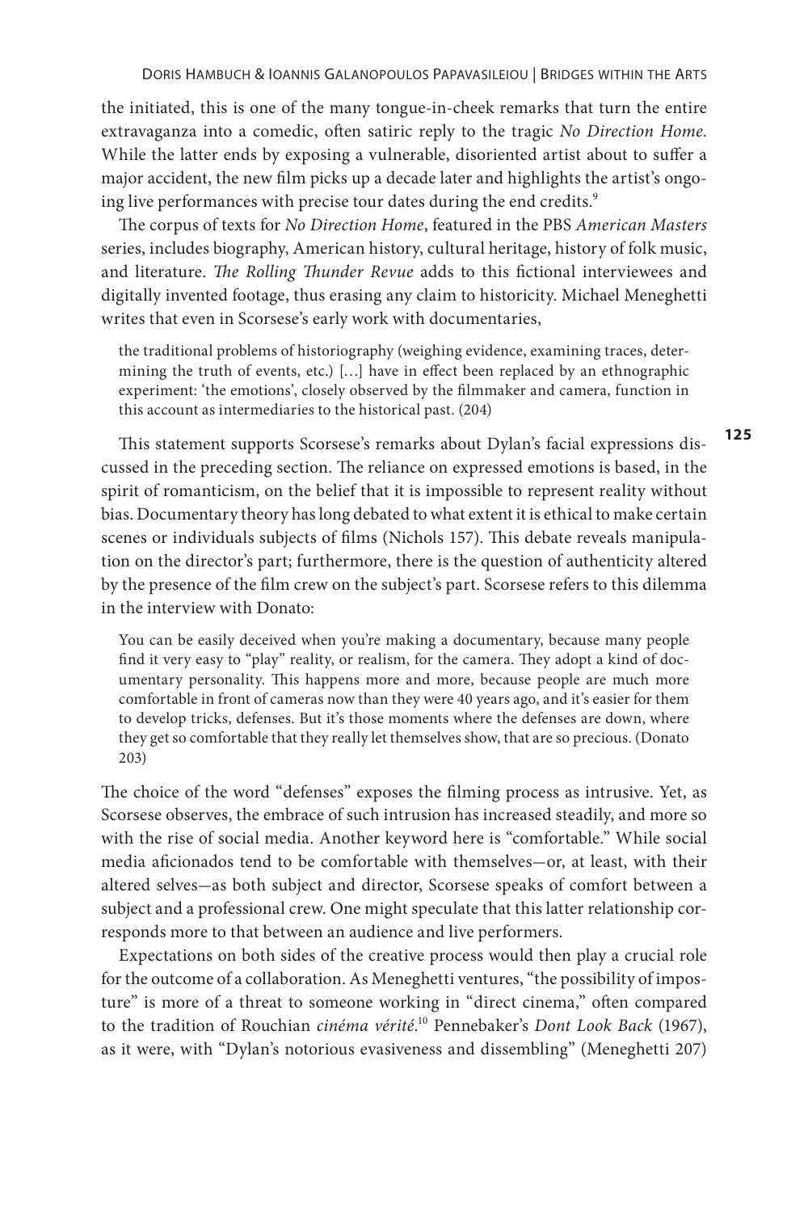the initiated, this is one of the many tongue-in-cheek remarks that turn the entire extravaganza into a comedic, often satiric reply to the tragic *No Direction Home*. While the latter ends by exposing a vulnerable, disoriented artist about to suffer a major accident, the new film picks up a decade later and highlights the artist's ongoing live performances with precise tour dates during the end credits.[9]

The corpus of texts for *No Direction Home*, featured in the PBS *American Masters* series, includes biography, American history, cultural heritage, history of folk music, and literature. *The Rolling Thunder Revue* adds to this fictional interviewees and digitally invented footage, thus erasing any claim to historicity. Michael Meneghetti writes that even in Scorsese's early work with documentaries,

> the traditional problems of historiography (weighing evidence, examining traces, determining the truth of events, etc.) […] have in effect been replaced by an ethnographic experiment: 'the emotions', closely observed by the filmmaker and camera, function in this account as intermediaries to the historical past. (204)

This statement supports Scorsese's remarks about Dylan's facial expressions discussed in the preceding section. The reliance on expressed emotions is based, in the spirit of romanticism, on the belief that it is impossible to represent reality without bias. Documentary theory has long debated to what extent it is ethical to make certain scenes or individuals subjects of films (Nichols 157). This debate reveals manipulation on the director's part; furthermore, there is the question of authenticity altered by the presence of the film crew on the subject's part. Scorsese refers to this dilemma in the interview with Donato:

> You can be easily deceived when you're making a documentary, because many people find it very easy to "play" reality, or realism, for the camera. They adopt a kind of documentary personality. This happens more and more, because people are much more comfortable in front of cameras now than they were 40 years ago, and it's easier for them to develop tricks, defenses. But it's those moments where the defenses are down, where they get so comfortable that they really let themselves show, that are so precious. (Donato 203)

The choice of the word "defenses" exposes the filming process as intrusive. Yet, as Scorsese observes, the embrace of such intrusion has increased steadily, and more so with the rise of social media. Another keyword here is "comfortable." While social media aficionados tend to be comfortable with themselves—or, at least, with their altered selves—as both subject and director, Scorsese speaks of comfort between a subject and a professional crew. One might speculate that this latter relationship corresponds more to that between an audience and live performers.

Expectations on both sides of the creative process would then play a crucial role for the outcome of a collaboration. As Meneghetti ventures, "the possibility of imposture" is more of a threat to someone working in "direct cinema," often compared to the tradition of Rouchian *cinéma vérité*.[10] Pennebaker's *Dont Look Back* (1967), as it were, with "Dylan's notorious evasiveness and dissembling" (Meneghetti 207)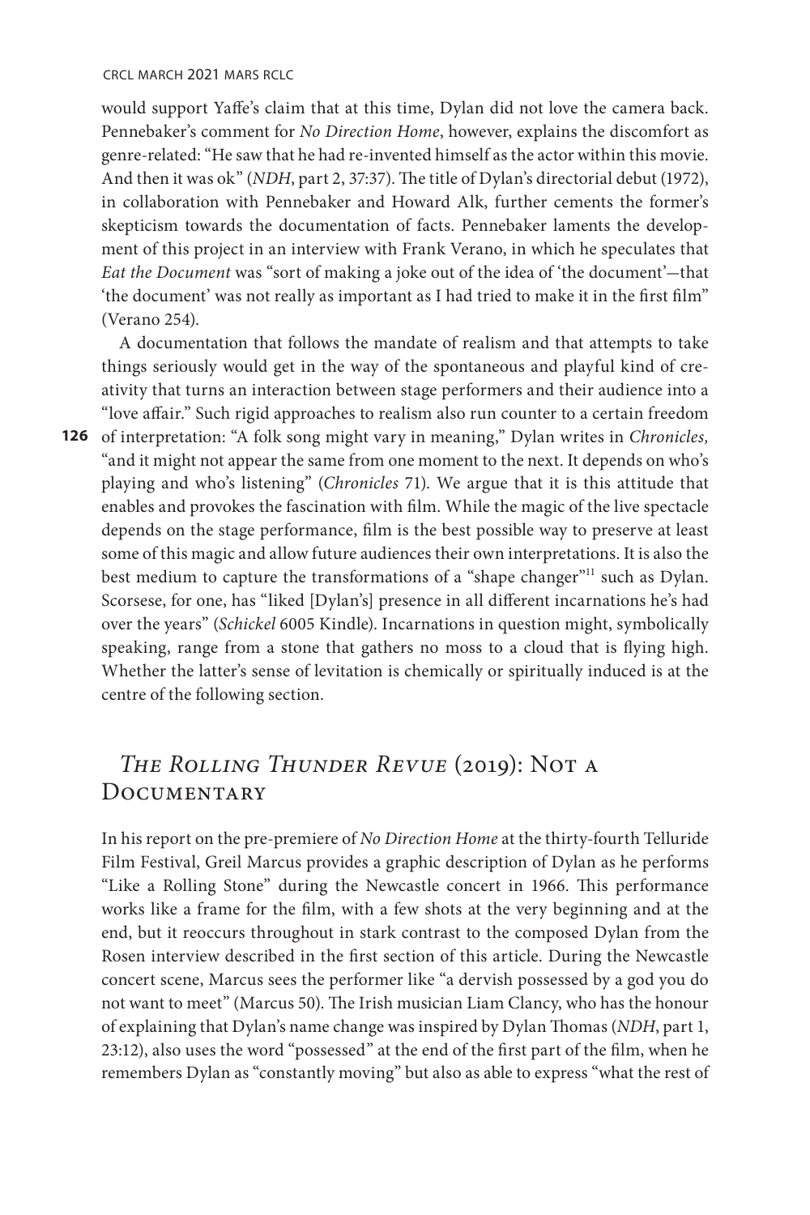would support Yaffe's claim that at this time, Dylan did not love the camera back. Pennebaker's comment for *No Direction Home*, however, explains the discomfort as genre-related: "He saw that he had re-invented himself as the actor within this movie. And then it was ok" (*NDH*, part 2, 37:37). The title of Dylan's directorial debut (1972), in collaboration with Pennebaker and Howard Alk, further cements the former's skepticism towards the documentation of facts. Pennebaker laments the development of this project in an interview with Frank Verano, in which he speculates that *Eat the Document* was "sort of making a joke out of the idea of 'the document'—that 'the document' was not really as important as I had tried to make it in the first film" (Verano 254).

A documentation that follows the mandate of realism and that attempts to take things seriously would get in the way of the spontaneous and playful kind of creativity that turns an interaction between stage performers and their audience into a "love affair." Such rigid approaches to realism also run counter to a certain freedom of interpretation: "A folk song might vary in meaning," Dylan writes in *Chronicles,* "and it might not appear the same from one moment to the next. It depends on who's playing and who's listening" (*Chronicles* 71). We argue that it is this attitude that enables and provokes the fascination with film. While the magic of the live spectacle depends on the stage performance, film is the best possible way to preserve at least some of this magic and allow future audiences their own interpretations. It is also the best medium to capture the transformations of a "shape changer"[11] such as Dylan. Scorsese, for one, has "liked [Dylan's] presence in all different incarnations he's had over the years" (*Schickel* 6005 Kindle). Incarnations in question might, symbolically speaking, range from a stone that gathers no moss to a cloud that is flying high. Whether the latter's sense of levitation is chemically or spiritually induced is at the centre of the following section.

## *The Rolling Thunder Revue* (2019): Not a Documentary

In his report on the pre-premiere of *No Direction Home* at the thirty-fourth Telluride Film Festival, Greil Marcus provides a graphic description of Dylan as he performs "Like a Rolling Stone" during the Newcastle concert in 1966. This performance works like a frame for the film, with a few shots at the very beginning and at the end, but it reoccurs throughout in stark contrast to the composed Dylan from the Rosen interview described in the first section of this article. During the Newcastle concert scene, Marcus sees the performer like "a dervish possessed by a god you do not want to meet" (Marcus 50). The Irish musician Liam Clancy, who has the honour of explaining that Dylan's name change was inspired by Dylan Thomas (*NDH*, part 1, 23:12), also uses the word "possessed" at the end of the first part of the film, when he remembers Dylan as "constantly moving" but also as able to express "what the rest of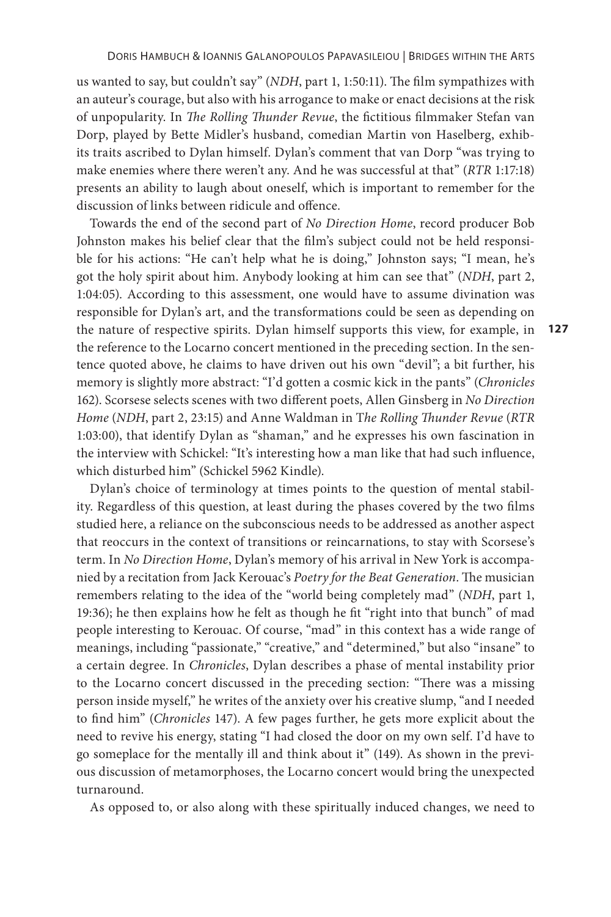us wanted to say, but couldn't say" (*NDH*, part 1, 1:50:11). The film sympathizes with an auteur's courage, but also with his arrogance to make or enact decisions at the risk of unpopularity. In *The Rolling Thunder Revue*, the fictitious filmmaker Stefan van Dorp, played by Bette Midler's husband, comedian Martin von Haselberg, exhibits traits ascribed to Dylan himself. Dylan's comment that van Dorp "was trying to make enemies where there weren't any. And he was successful at that" (*RTR* 1:17:18) presents an ability to laugh about oneself, which is important to remember for the discussion of links between ridicule and offence.

Towards the end of the second part of *No Direction Home*, record producer Bob Johnston makes his belief clear that the film's subject could not be held responsible for his actions: "He can't help what he is doing," Johnston says; "I mean, he's got the holy spirit about him. Anybody looking at him can see that" (*NDH*, part 2, 1:04:05). According to this assessment, one would have to assume divination was responsible for Dylan's art, and the transformations could be seen as depending on the nature of respective spirits. Dylan himself supports this view, for example, in the reference to the Locarno concert mentioned in the preceding section. In the sentence quoted above, he claims to have driven out his own "devil"; a bit further, his memory is slightly more abstract: "I'd gotten a cosmic kick in the pants" (*Chronicles* 162). Scorsese selects scenes with two different poets, Allen Ginsberg in *No Direction Home* (*NDH*, part 2, 23:15) and Anne Waldman in T*he Rolling Thunder Revue* (*RTR* 1:03:00), that identify Dylan as "shaman," and he expresses his own fascination in the interview with Schickel: "It's interesting how a man like that had such influence, which disturbed him" (Schickel 5962 Kindle).

Dylan's choice of terminology at times points to the question of mental stability. Regardless of this question, at least during the phases covered by the two films studied here, a reliance on the subconscious needs to be addressed as another aspect that reoccurs in the context of transitions or reincarnations, to stay with Scorsese's term. In *No Direction Home*, Dylan's memory of his arrival in New York is accompanied by a recitation from Jack Kerouac's *Poetry for the Beat Generation*. The musician remembers relating to the idea of the "world being completely mad" (*NDH*, part 1, 19:36); he then explains how he felt as though he fit "right into that bunch" of mad people interesting to Kerouac. Of course, "mad" in this context has a wide range of meanings, including "passionate," "creative," and "determined," but also "insane" to a certain degree. In *Chronicles*, Dylan describes a phase of mental instability prior to the Locarno concert discussed in the preceding section: "There was a missing person inside myself," he writes of the anxiety over his creative slump, "and I needed to find him" (*Chronicles* 147). A few pages further, he gets more explicit about the need to revive his energy, stating "I had closed the door on my own self. I'd have to go someplace for the mentally ill and think about it" (149). As shown in the previous discussion of metamorphoses, the Locarno concert would bring the unexpected turnaround.

As opposed to, or also along with these spiritually induced changes, we need to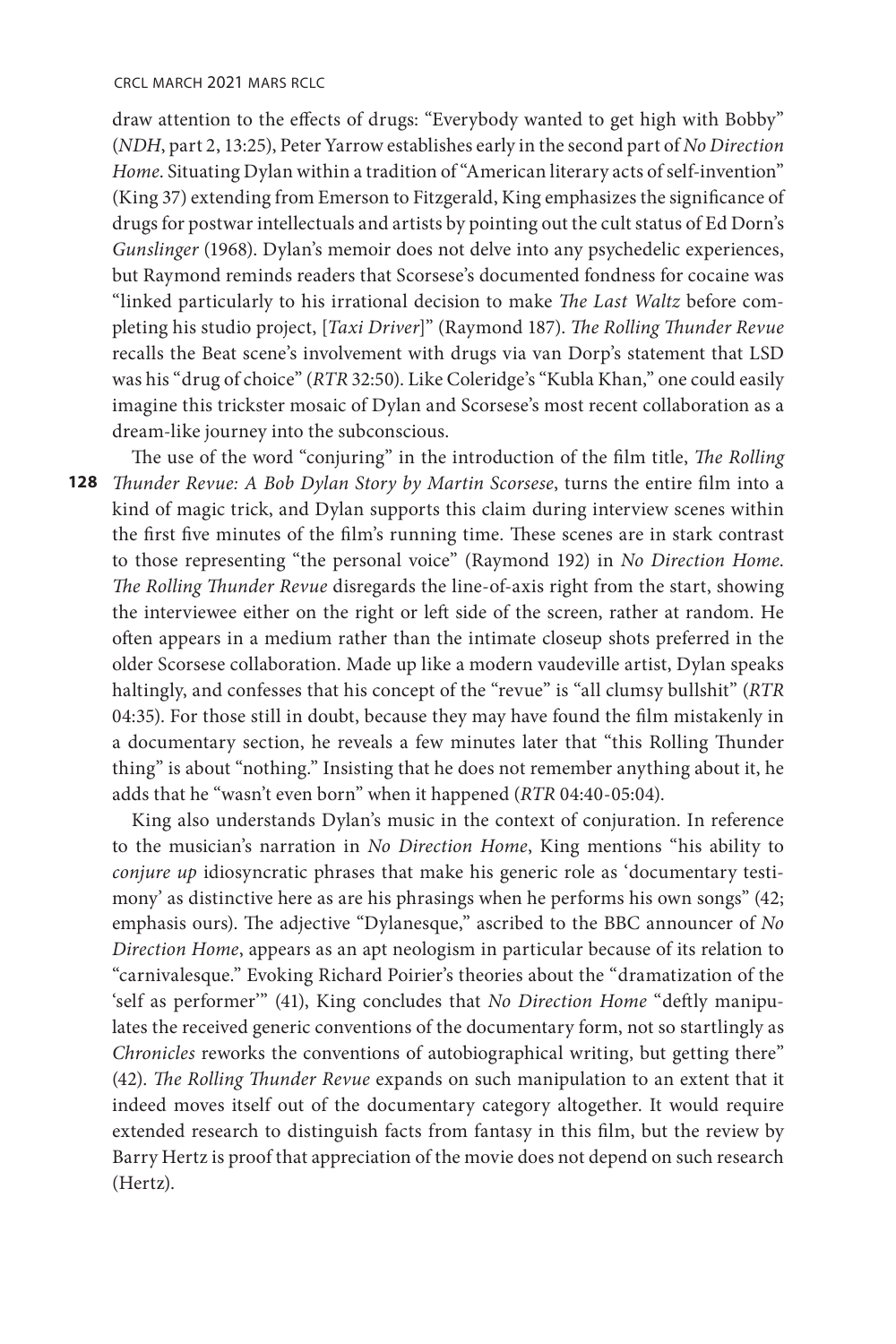draw attention to the effects of drugs: "Everybody wanted to get high with Bobby" (*NDH*, part 2, 13:25), Peter Yarrow establishes early in the second part of *No Direction Home*. Situating Dylan within a tradition of "American literary acts of self-invention" (King 37) extending from Emerson to Fitzgerald, King emphasizes the significance of drugs for postwar intellectuals and artists by pointing out the cult status of Ed Dorn's *Gunslinger* (1968). Dylan's memoir does not delve into any psychedelic experiences, but Raymond reminds readers that Scorsese's documented fondness for cocaine was "linked particularly to his irrational decision to make *The Last Waltz* before completing his studio project, [*Taxi Driver*]" (Raymond 187). *The Rolling Thunder Revue* recalls the Beat scene's involvement with drugs via van Dorp's statement that LSD was his "drug of choice" (*RTR* 32:50). Like Coleridge's "Kubla Khan," one could easily imagine this trickster mosaic of Dylan and Scorsese's most recent collaboration as a dream-like journey into the subconscious.

The use of the word "conjuring" in the introduction of the film title, *The Rolling Thunder Revue: A Bob Dylan Story by Martin Scorsese*, turns the entire film into a kind of magic trick, and Dylan supports this claim during interview scenes within the first five minutes of the film's running time. These scenes are in stark contrast to those representing "the personal voice" (Raymond 192) in *No Direction Home*. *The Rolling Thunder Revue* disregards the line-of-axis right from the start, showing the interviewee either on the right or left side of the screen, rather at random. He often appears in a medium rather than the intimate closeup shots preferred in the older Scorsese collaboration. Made up like a modern vaudeville artist, Dylan speaks haltingly, and confesses that his concept of the "revue" is "all clumsy bullshit" (*RTR* 04:35). For those still in doubt, because they may have found the film mistakenly in a documentary section, he reveals a few minutes later that "this Rolling Thunder thing" is about "nothing." Insisting that he does not remember anything about it, he adds that he "wasn't even born" when it happened (*RTR* 04:40-05:04).

King also understands Dylan's music in the context of conjuration. In reference to the musician's narration in *No Direction Home*, King mentions "his ability to *conjure up* idiosyncratic phrases that make his generic role as 'documentary testimony' as distinctive here as are his phrasings when he performs his own songs" (42; emphasis ours). The adjective "Dylanesque," ascribed to the BBC announcer of *No Direction Home*, appears as an apt neologism in particular because of its relation to "carnivalesque." Evoking Richard Poirier's theories about the "dramatization of the 'self as performer'" (41), King concludes that *No Direction Home* "deftly manipulates the received generic conventions of the documentary form, not so startlingly as *Chronicles* reworks the conventions of autobiographical writing, but getting there" (42). *The Rolling Thunder Revue* expands on such manipulation to an extent that it indeed moves itself out of the documentary category altogether. It would require extended research to distinguish facts from fantasy in this film, but the review by Barry Hertz is proof that appreciation of the movie does not depend on such research (Hertz).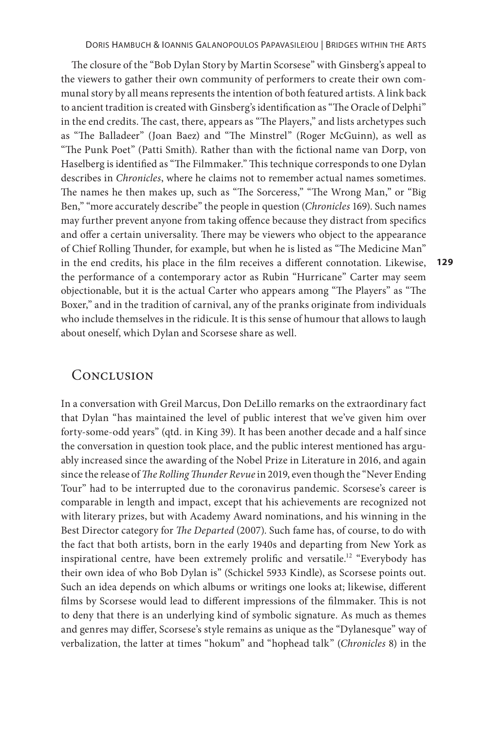The closure of the "Bob Dylan Story by Martin Scorsese" with Ginsberg's appeal to the viewers to gather their own community of performers to create their own communal story by all means represents the intention of both featured artists. A link back to ancient tradition is created with Ginsberg's identification as "The Oracle of Delphi" in the end credits. The cast, there, appears as "The Players," and lists archetypes such as "The Balladeer" (Joan Baez) and "The Minstrel" (Roger McGuinn), as well as "The Punk Poet" (Patti Smith). Rather than with the fictional name van Dorp, von Haselberg is identified as "The Filmmaker." This technique corresponds to one Dylan describes in *Chronicles*, where he claims not to remember actual names sometimes. The names he then makes up, such as "The Sorceress," "The Wrong Man," or "Big Ben," "more accurately describe" the people in question (*Chronicles* 169). Such names may further prevent anyone from taking offence because they distract from specifics and offer a certain universality. There may be viewers who object to the appearance of Chief Rolling Thunder, for example, but when he is listed as "The Medicine Man" in the end credits, his place in the film receives a different connotation. Likewise, the performance of a contemporary actor as Rubin "Hurricane" Carter may seem objectionable, but it is the actual Carter who appears among "The Players" as "The Boxer," and in the tradition of carnival, any of the pranks originate from individuals who include themselves in the ridicule. It is this sense of humour that allows to laugh about oneself, which Dylan and Scorsese share as well.

## Conclusion

In a conversation with Greil Marcus, Don DeLillo remarks on the extraordinary fact that Dylan "has maintained the level of public interest that we've given him over forty-some-odd years" (qtd. in King 39). It has been another decade and a half since the conversation in question took place, and the public interest mentioned has arguably increased since the awarding of the Nobel Prize in Literature in 2016, and again since the release of *The Rolling Thunder Revue* in 2019, even though the "Never Ending Tour" had to be interrupted due to the coronavirus pandemic. Scorsese's career is comparable in length and impact, except that his achievements are recognized not with literary prizes, but with Academy Award nominations, and his winning in the Best Director category for *The Departed* (2007). Such fame has, of course, to do with the fact that both artists, born in the early 1940s and departing from New York as inspirational centre, have been extremely prolific and versatile.[12] "Everybody has their own idea of who Bob Dylan is" (Schickel 5933 Kindle), as Scorsese points out. Such an idea depends on which albums or writings one looks at; likewise, different films by Scorsese would lead to different impressions of the filmmaker. This is not to deny that there is an underlying kind of symbolic signature. As much as themes and genres may differ, Scorsese's style remains as unique as the "Dylanesque" way of verbalization, the latter at times "hokum" and "hophead talk" (*Chronicles* 8) in the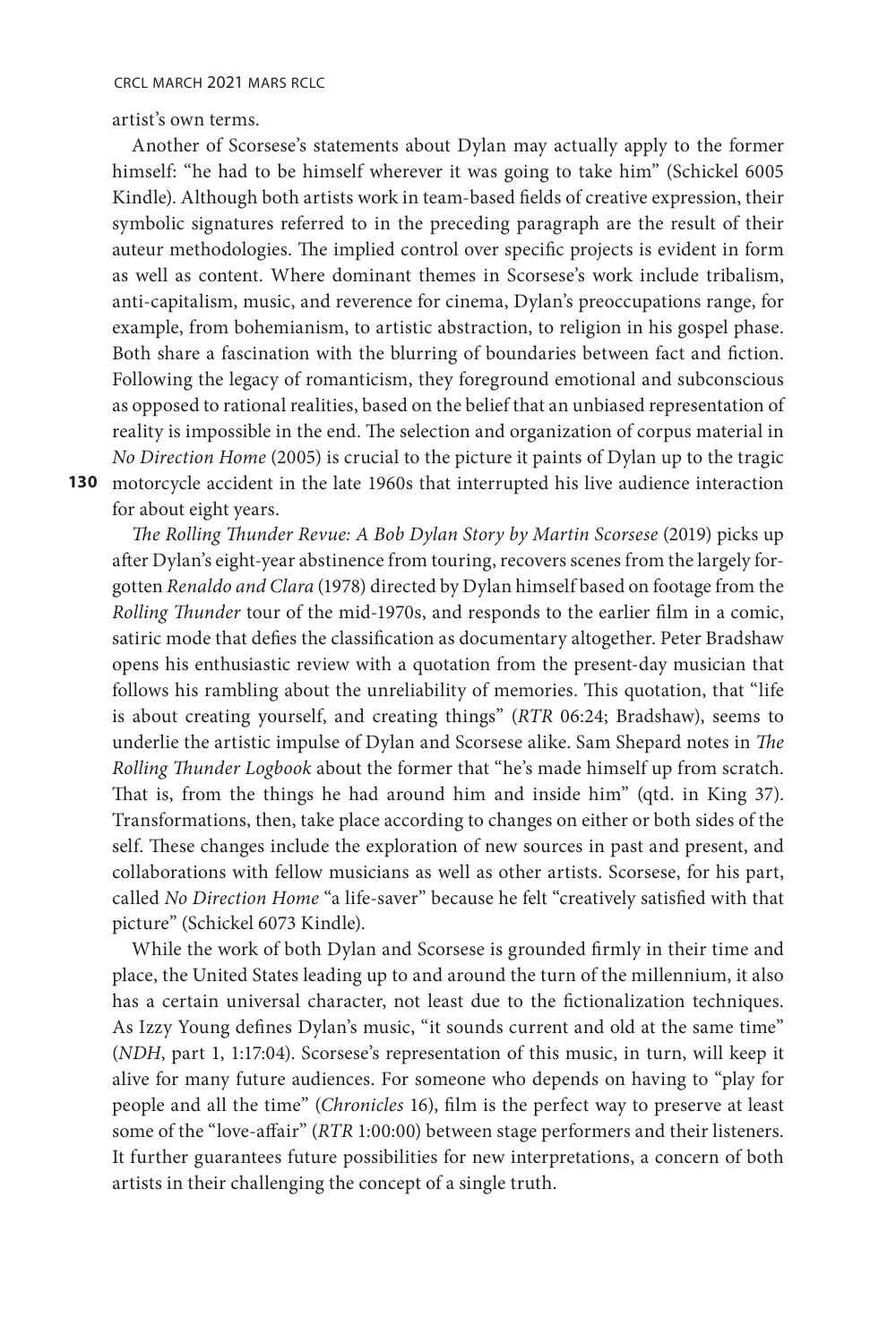artist's own terms.

Another of Scorsese's statements about Dylan may actually apply to the former himself: "he had to be himself wherever it was going to take him" (Schickel 6005 Kindle). Although both artists work in team-based fields of creative expression, their symbolic signatures referred to in the preceding paragraph are the result of their auteur methodologies. The implied control over specific projects is evident in form as well as content. Where dominant themes in Scorsese's work include tribalism, anti-capitalism, music, and reverence for cinema, Dylan's preoccupations range, for example, from bohemianism, to artistic abstraction, to religion in his gospel phase. Both share a fascination with the blurring of boundaries between fact and fiction. Following the legacy of romanticism, they foreground emotional and subconscious as opposed to rational realities, based on the belief that an unbiased representation of reality is impossible in the end. The selection and organization of corpus material in *No Direction Home* (2005) is crucial to the picture it paints of Dylan up to the tragic motorcycle accident in the late 1960s that interrupted his live audience interaction for about eight years.

*The Rolling Thunder Revue: A Bob Dylan Story by Martin Scorsese* (2019) picks up after Dylan's eight-year abstinence from touring, recovers scenes from the largely forgotten *Renaldo and Clara* (1978) directed by Dylan himself based on footage from the *Rolling Thunder* tour of the mid-1970s, and responds to the earlier film in a comic, satiric mode that defies the classification as documentary altogether. Peter Bradshaw opens his enthusiastic review with a quotation from the present-day musician that follows his rambling about the unreliability of memories. This quotation, that "life is about creating yourself, and creating things" (*RTR* 06:24; Bradshaw), seems to underlie the artistic impulse of Dylan and Scorsese alike. Sam Shepard notes in *The Rolling Thunder Logbook* about the former that "he's made himself up from scratch. That is, from the things he had around him and inside him" (qtd. in King 37). Transformations, then, take place according to changes on either or both sides of the self. These changes include the exploration of new sources in past and present, and collaborations with fellow musicians as well as other artists. Scorsese, for his part, called *No Direction Home* "a life-saver" because he felt "creatively satisfied with that picture" (Schickel 6073 Kindle).

While the work of both Dylan and Scorsese is grounded firmly in their time and place, the United States leading up to and around the turn of the millennium, it also has a certain universal character, not least due to the fictionalization techniques. As Izzy Young defines Dylan's music, "it sounds current and old at the same time" (*NDH*, part 1, 1:17:04). Scorsese's representation of this music, in turn, will keep it alive for many future audiences. For someone who depends on having to "play for people and all the time" (*Chronicles* 16), film is the perfect way to preserve at least some of the "love-affair" (*RTR* 1:00:00) between stage performers and their listeners. It further guarantees future possibilities for new interpretations, a concern of both artists in their challenging the concept of a single truth.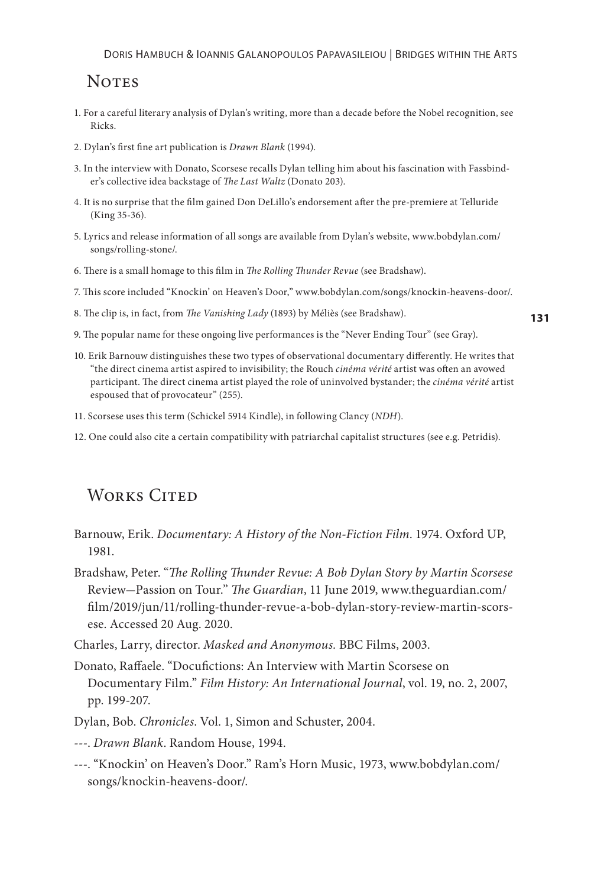## Notes

1. For a careful literary analysis of Dylan's writing, more than a decade before the Nobel recognition, see Ricks.
2. Dylan's first fine art publication is *Drawn Blank* (1994).
3. In the interview with Donato, Scorsese recalls Dylan telling him about his fascination with Fassbinder's collective idea backstage of *The Last Waltz* (Donato 203).
4. It is no surprise that the film gained Don DeLillo's endorsement after the pre-premiere at Telluride (King 35-36).
5. Lyrics and release information of all songs are available from Dylan's website, www.bobdylan.com/songs/rolling-stone/.
6. There is a small homage to this film in *The Rolling Thunder Revue* (see Bradshaw).
7. This score included "Knockin' on Heaven's Door," www.bobdylan.com/songs/knockin-heavens-door/.
8. The clip is, in fact, from *The Vanishing Lady* (1893) by Méliès (see Bradshaw).
9. The popular name for these ongoing live performances is the "Never Ending Tour" (see Gray).
10. Erik Barnouw distinguishes these two types of observational documentary differently. He writes that "the direct cinema artist aspired to invisibility; the Rouch *cinéma vérité* artist was often an avowed participant. The direct cinema artist played the role of uninvolved bystander; the *cinéma vérité* artist espoused that of provocateur" (255).
11. Scorsese uses this term (Schickel 5914 Kindle), in following Clancy (*NDH*).
12. One could also cite a certain compatibility with patriarchal capitalist structures (see e.g. Petridis).

## Works Cited

Barnouw, Erik. *Documentary: A History of the Non-Fiction Film*. 1974. Oxford UP, 1981.

Bradshaw, Peter. "*The Rolling Thunder Revue: A Bob Dylan Story by Martin Scorsese* Review—Passion on Tour." *The Guardian*, 11 June 2019, www.theguardian.com/film/2019/jun/11/rolling-thunder-revue-a-bob-dylan-story-review-martin-scorsese. Accessed 20 Aug. 2020.

Charles, Larry, director. *Masked and Anonymous.* BBC Films, 2003.

Donato, Raffaele. "Docufictions: An Interview with Martin Scorsese on Documentary Film." *Film History: An International Journal*, vol. 19, no. 2, 2007, pp. 199-207.

Dylan, Bob. *Chronicles*. Vol. 1, Simon and Schuster, 2004.

---. *Drawn Blank*. Random House, 1994.

---. "Knockin' on Heaven's Door." Ram's Horn Music, 1973, www.bobdylan.com/songs/knockin-heavens-door/.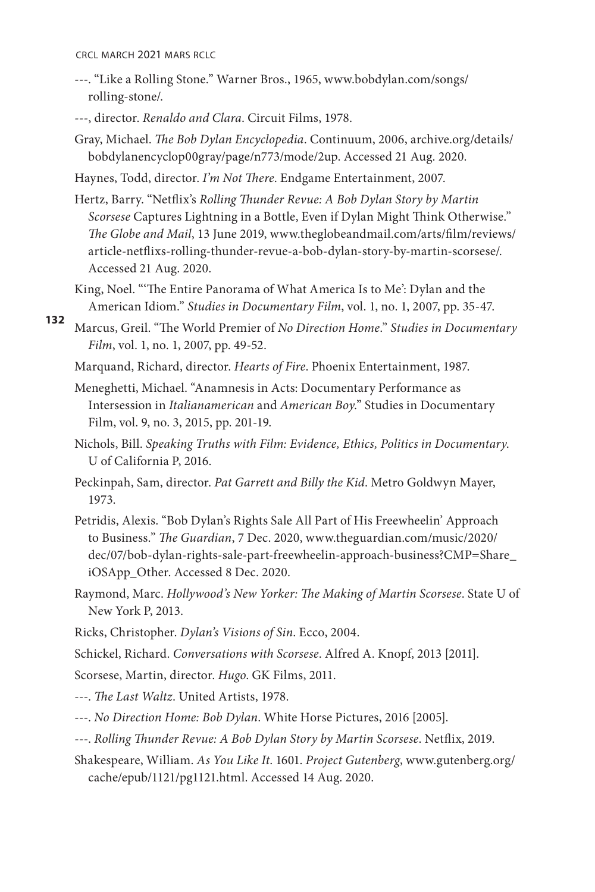---. "Like a Rolling Stone." Warner Bros., 1965, www.bobdylan.com/songs/rolling-stone/.

---, director. *Renaldo and Clara*. Circuit Films, 1978.

Gray, Michael. *The Bob Dylan Encyclopedia*. Continuum, 2006, archive.org/details/bobdylanencyclop00gray/page/n773/mode/2up. Accessed 21 Aug. 2020.

Haynes, Todd, director. *I'm Not There*. Endgame Entertainment, 2007.

Hertz, Barry. "Netflix's *Rolling Thunder Revue: A Bob Dylan Story by Martin Scorsese* Captures Lightning in a Bottle, Even if Dylan Might Think Otherwise." *The Globe and Mail*, 13 June 2019, www.theglobeandmail.com/arts/film/reviews/article-netflixs-rolling-thunder-revue-a-bob-dylan-story-by-martin-scorsese/. Accessed 21 Aug. 2020.

King, Noel. "'The Entire Panorama of What America Is to Me': Dylan and the American Idiom." *Studies in Documentary Film*, vol. 1, no. 1, 2007, pp. 35-47.

Marcus, Greil. "The World Premier of *No Direction Home*." *Studies in Documentary Film*, vol. 1, no. 1, 2007, pp. 49-52.

Marquand, Richard, director. *Hearts of Fire*. Phoenix Entertainment, 1987.

Meneghetti, Michael. "Anamnesis in Acts: Documentary Performance as Intersession in *Italianamerican* and *American Boy*." Studies in Documentary Film, vol. 9, no. 3, 2015, pp. 201-19.

Nichols, Bill. *Speaking Truths with Film: Evidence, Ethics, Politics in Documentary.* U of California P, 2016.

Peckinpah, Sam, director. *Pat Garrett and Billy the Kid*. Metro Goldwyn Mayer, 1973.

Petridis, Alexis. "Bob Dylan's Rights Sale All Part of His Freewheelin' Approach to Business." *The Guardian*, 7 Dec. 2020, www.theguardian.com/music/2020/dec/07/bob-dylan-rights-sale-part-freewheelin-approach-business?CMP=Share_iOSApp_Other. Accessed 8 Dec. 2020.

Raymond, Marc. *Hollywood's New Yorker: The Making of Martin Scorsese*. State U of New York P, 2013.

Ricks, Christopher. *Dylan's Visions of Sin*. Ecco, 2004.

Schickel, Richard. *Conversations with Scorsese*. Alfred A. Knopf, 2013 [2011].

Scorsese, Martin, director. *Hugo*. GK Films, 2011.

---. *The Last Waltz*. United Artists, 1978.

---. *No Direction Home: Bob Dylan*. White Horse Pictures, 2016 [2005].

---. *Rolling Thunder Revue: A Bob Dylan Story by Martin Scorsese*. Netflix, 2019.

Shakespeare, William. *As You Like It*. 1601. *Project Gutenberg*, www.gutenberg.org/cache/epub/1121/pg1121.html. Accessed 14 Aug. 2020.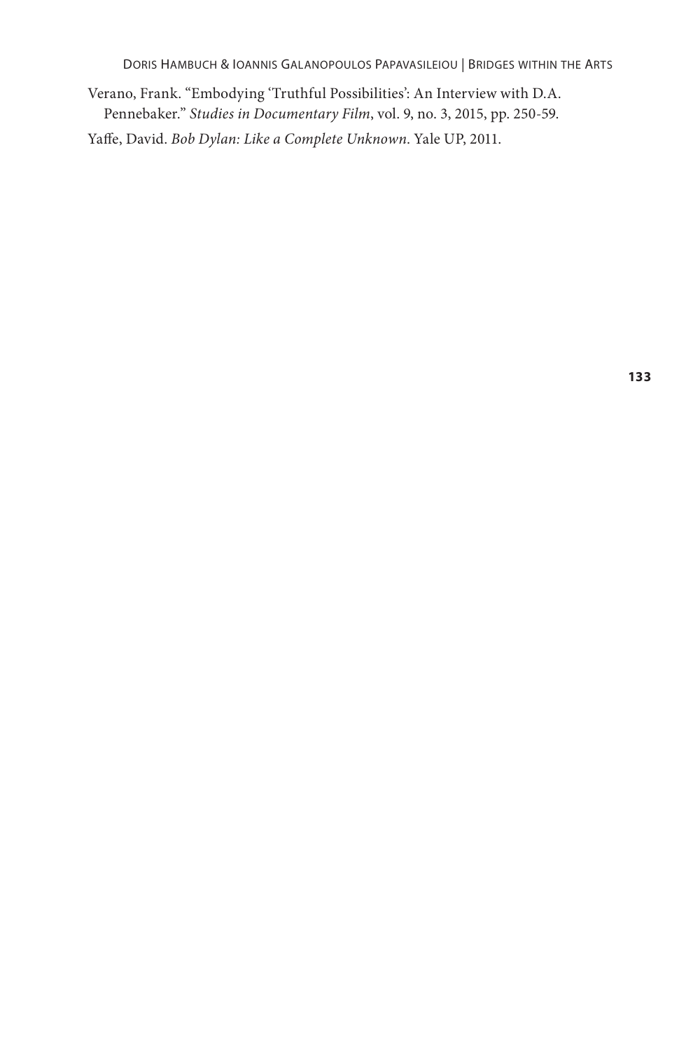Verano, Frank. "Embodying 'Truthful Possibilities': An Interview with D.A. Pennebaker." *Studies in Documentary Film*, vol. 9, no. 3, 2015, pp. 250-59.

Yaffe, David. *Bob Dylan: Like a Complete Unknown*. Yale UP, 2011.